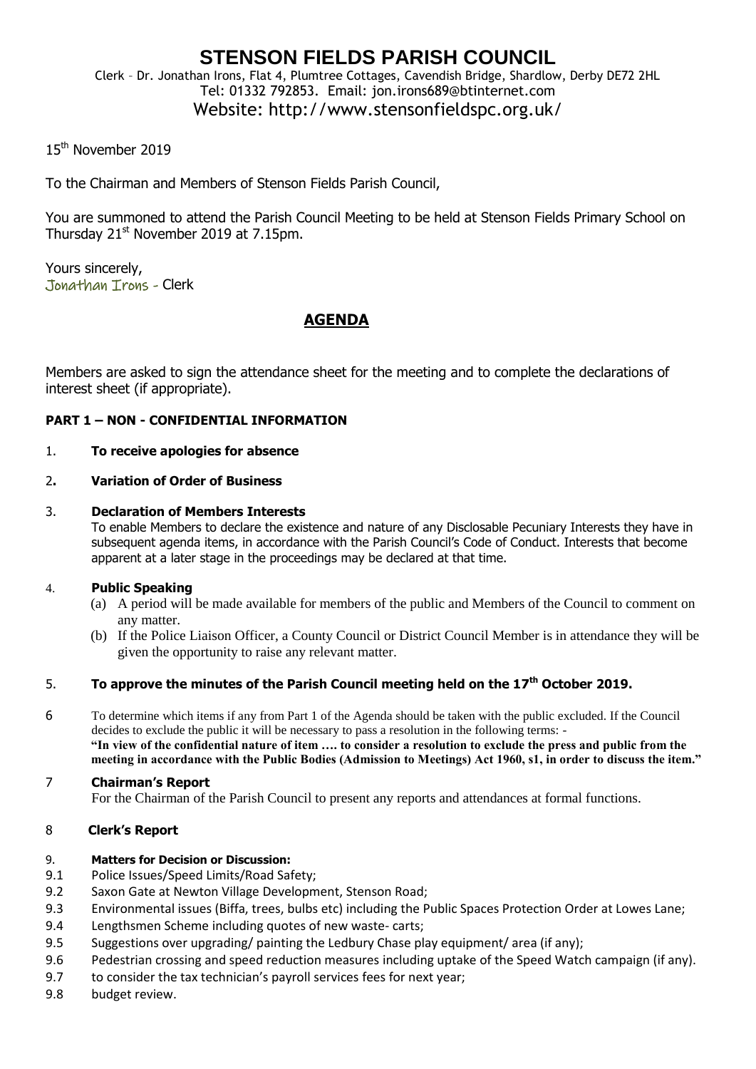# STENSON FIELDS PARISH COUNCIL

Clerk – Dr. Jonathan Irons, Flat 4, Plumtree Cottages, Cavendish Bridge, Shardlow, Derby DE72 2HL
Tel: 01332 792853. Email: jon.irons689@btinternet.com
Website: http://www.stensonfieldspc.org.uk/

15th November 2019

To the Chairman and Members of Stenson Fields Parish Council,

You are summoned to attend the Parish Council Meeting to be held at Stenson Fields Primary School on Thursday 21st November 2019 at 7.15pm.

Yours sincerely,
Jonathan Irons - Clerk

## AGENDA

Members are asked to sign the attendance sheet for the meeting and to complete the declarations of interest sheet (if appropriate).

**PART 1 – NON - CONFIDENTIAL INFORMATION**

1. **To receive apologies for absence**

2. **Variation of Order of Business**

3. **Declaration of Members Interests**
   To enable Members to declare the existence and nature of any Disclosable Pecuniary Interests they have in subsequent agenda items, in accordance with the Parish Council's Code of Conduct. Interests that become apparent at a later stage in the proceedings may be declared at that time.

4. **Public Speaking**
   (a) A period will be made available for members of the public and Members of the Council to comment on any matter.
   (b) If the Police Liaison Officer, a County Council or District Council Member is in attendance they will be given the opportunity to raise any relevant matter.

5. **To approve the minutes of the Parish Council meeting held on the 17th October 2019.**

6. To determine which items if any from Part 1 of the Agenda should be taken with the public excluded. If the Council decides to exclude the public it will be necessary to pass a resolution in the following terms: -
   **"In view of the confidential nature of item …. to consider a resolution to exclude the press and public from the meeting in accordance with the Public Bodies (Admission to Meetings) Act 1960, s1, in order to discuss the item."**

7. **Chairman's Report**
   For the Chairman of the Parish Council to present any reports and attendances at formal functions.

8. **Clerk's Report**

9. **Matters for Decision or Discussion:**
   - 9.1 Police Issues/Speed Limits/Road Safety;
   - 9.2 Saxon Gate at Newton Village Development, Stenson Road;
   - 9.3 Environmental issues (Biffa, trees, bulbs etc) including the Public Spaces Protection Order at Lowes Lane;
   - 9.4 Lengthsmen Scheme including quotes of new waste- carts;
   - 9.5 Suggestions over upgrading/ painting the Ledbury Chase play equipment/ area (if any);
   - 9.6 Pedestrian crossing and speed reduction measures including uptake of the Speed Watch campaign (if any).
   - 9.7 to consider the tax technician's payroll services fees for next year;
   - 9.8 budget review.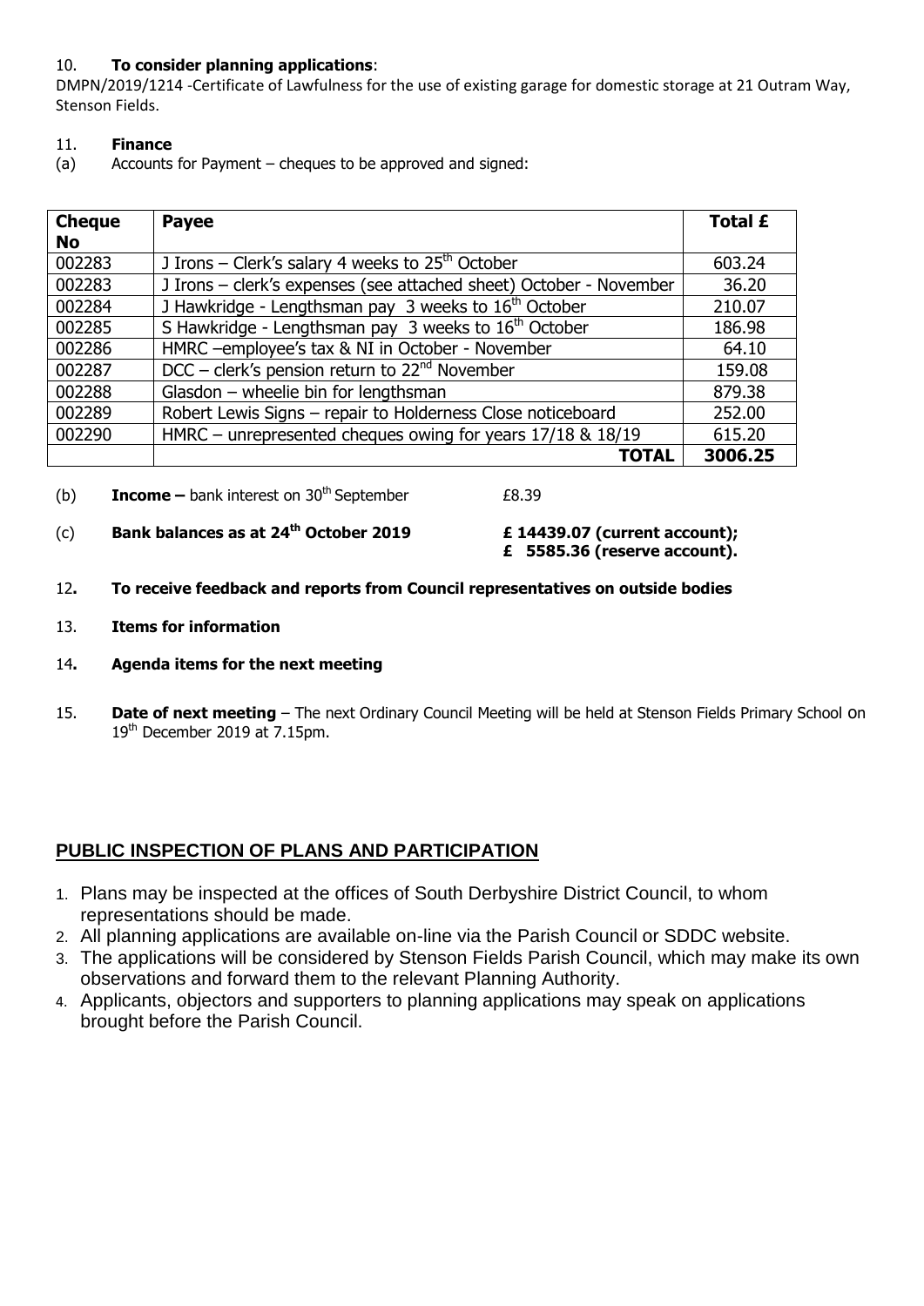10. **To consider planning applications**:

DMPN/2019/1214 -Certificate of Lawfulness for the use of existing garage for domestic storage at 21 Outram Way, Stenson Fields.

11. **Finance**

(a) Accounts for Payment – cheques to be approved and signed:

| Cheque No | Payee | Total £ |
|---|---|---|
| 002283 | J Irons – Clerk's salary 4 weeks to 25th October | 603.24 |
| 002283 | J Irons – clerk's expenses (see attached sheet) October - November | 36.20 |
| 002284 | J Hawkridge - Lengthsman pay 3 weeks to 16th October | 210.07 |
| 002285 | S Hawkridge - Lengthsman pay 3 weeks to 16th October | 186.98 |
| 002286 | HMRC –employee's tax & NI in October - November | 64.10 |
| 002287 | DCC – clerk's pension return to 22nd November | 159.08 |
| 002288 | Glasdon – wheelie bin for lengthsman | 879.38 |
| 002289 | Robert Lewis Signs – repair to Holderness Close noticeboard | 252.00 |
| 002290 | HMRC – unrepresented cheques owing for years 17/18 & 18/19 | 615.20 |
| | **TOTAL** | **3006.25** |

(b) **Income –** bank interest on 30th September £8.39

(c) **Bank balances as at 24th October 2019** **£ 14439.07 (current account);**
**£ 5585.36 (reserve account).**

12. **To receive feedback and reports from Council representatives on outside bodies**

13. **Items for information**

14. **Agenda items for the next meeting**

15. **Date of next meeting** – The next Ordinary Council Meeting will be held at Stenson Fields Primary School on 19th December 2019 at 7.15pm.

## PUBLIC INSPECTION OF PLANS AND PARTICIPATION

1. Plans may be inspected at the offices of South Derbyshire District Council, to whom representations should be made.
2. All planning applications are available on-line via the Parish Council or SDDC website.
3. The applications will be considered by Stenson Fields Parish Council, which may make its own observations and forward them to the relevant Planning Authority.
4. Applicants, objectors and supporters to planning applications may speak on applications brought before the Parish Council.